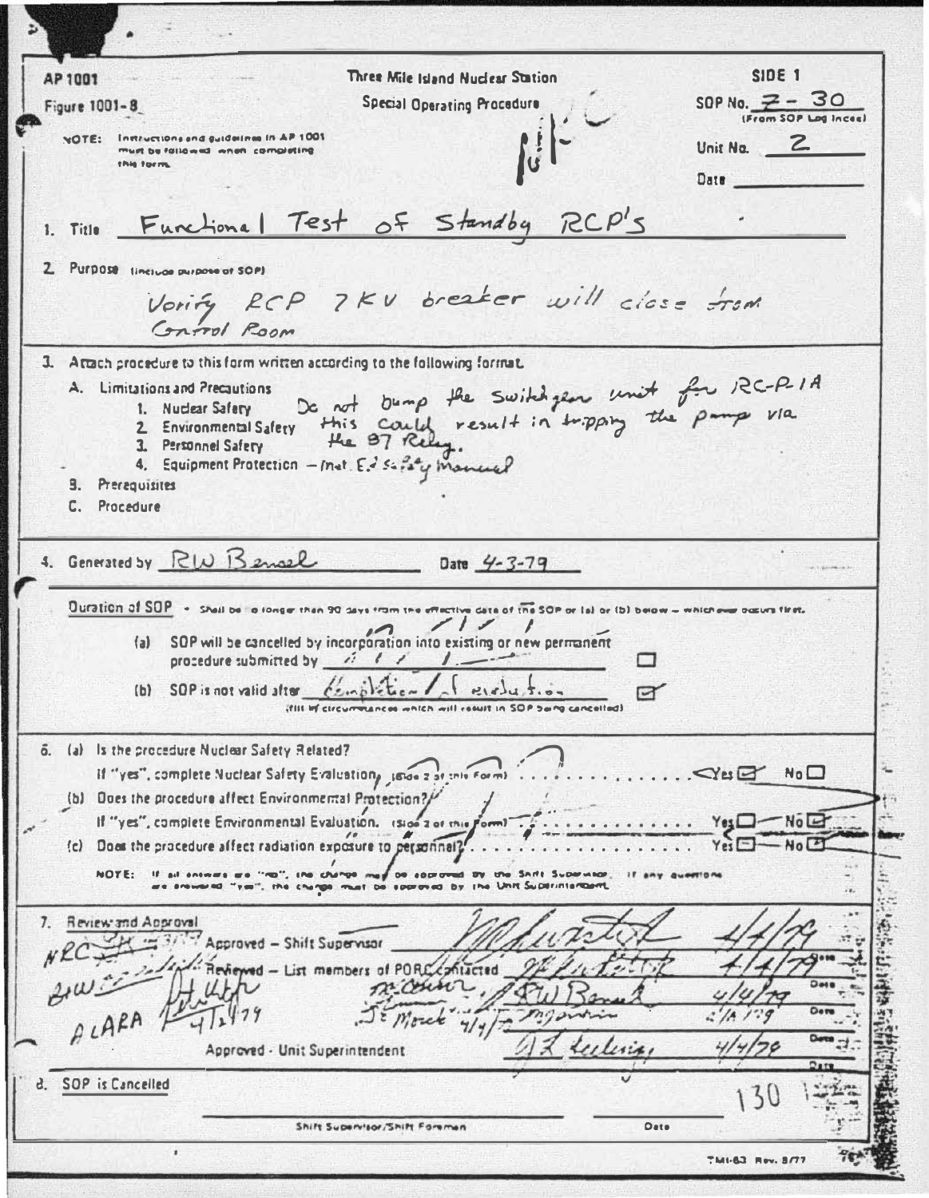AP 1001

Figure 1001-8

NOTE: Instructions and guidelines in AP 1001 must be followed when completing this form.

**Three Mile Island Nuclear Station**

**Special Operating Procedure**

**SIDE 1**

SOP No. 2 - 30 (From SOP Log Index)

Unit No. 2

Date ______

1. Title: Functional Test of Standby RCP'S

2. Purpose (include purpose of SOP)

   Verify RCP 7KV breaker will close from Control Room

3. Attach procedure to this form written according to the following format.

   A. Limitations and Precautions
      1. Nuclear Safety
      2. Environmental Safety
      3. Personnel Safety
      4. Equipment Protection — Met. Ed Safety Manual

      Do not bump the switchgear unit for RC-P-1A this could result in tripping the pump via the 87 Relay.

   B. Prerequisites

   C. Procedure

4. Generated by: RW Bensel  Date: 4-3-79

5. Duration of SOP — Shall be no longer than 90 days from the effective date of the SOP or (a) or (b) below – whichever occurs first.

   (a) SOP will be cancelled by incorporation into existing or new permanent procedure submitted by ______ ☐

   (b) SOP is not valid after: Completion / Evaluation ☑
   (fill in circumstances which will result in SOP being cancelled)

6. (a) Is the procedure Nuclear Safety Related?
   If "yes", complete Nuclear Safety Evaluation (Side 2 of this Form) .......... Yes ☑ No ☐

   (b) Does the procedure affect Environmental Protection?
   If "yes", complete Environmental Evaluation. (Side 3 of this Form) .......... Yes ☐ No ☑

   (c) Does the procedure affect radiation exposure to personnel? .......... Yes ☐ No ☑

   NOTE: If all answers are "no", the change may be approved by the Shift Supervisor. If any questions are answered "yes", the change must be approved by the Unit Superintendent.

7. Review and Approval

| | Signature | Date |
|---|---|---|
| Approved – Shift Supervisor | [signature] | 4/4/79 |
| Reviewed – List members of PORC contacted | [signature] | 4/4/79 |
| [illegible] | RW Bensel | 4/4/79 |
| J E Mock 4/4/79 | [signature] | 4/4/79 |
| Approved - Unit Superintendent | [signature] | 4/4/79 |

NRC [illegible] 3/79

BW [illegible]

ALARA [signature] 4/4/79

8. SOP is Cancelled

______ Shift Supervisor/Shift Foreman ______ Date

130

TMI-63 Rev. 8/77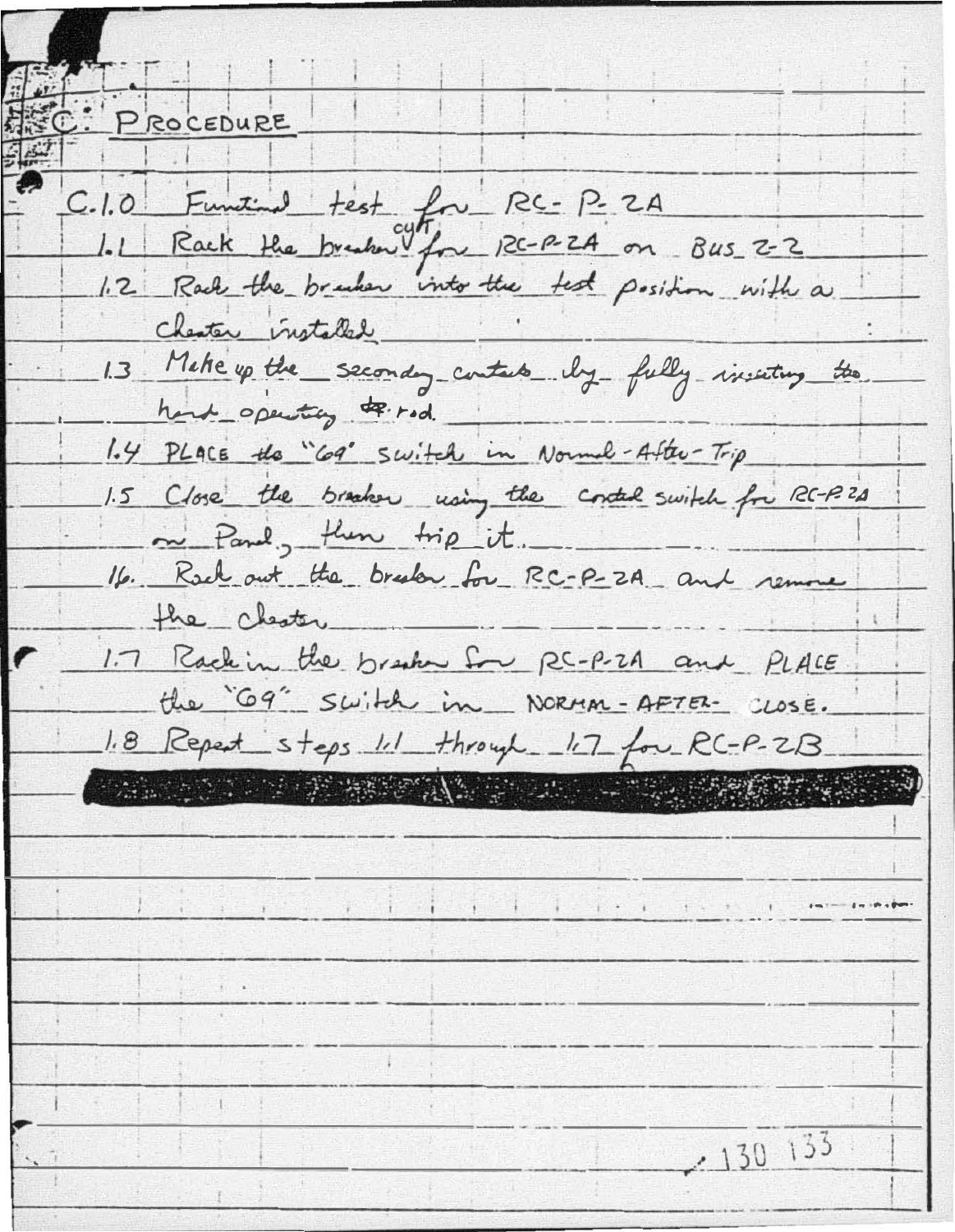# C. PROCEDURE

C.1.0 Functional test for RC-P-2A

1.1 Rack the breaker out for RC-P-2A on BUS 2-2

1.2 Rack the breaker into the test position with a cheater installed

1.3 Make up the secondary contacts by fully inserting the hand operating rod.

1.4 PLACE the "69" switch in Normal-After-Trip

1.5 Close the breaker using the control switch for RC-P-2A on Panel, then trip it.

1.6 Rack out the breaker for RC-P-2A and remove the cheater

1.7 Rack in the breaker for RC-P-2A and PLACE the "69" switch in NORMAL-AFTER-CLOSE.

1.8 Repeat steps 1.1 through 1.7 for RC-P-2B

130 133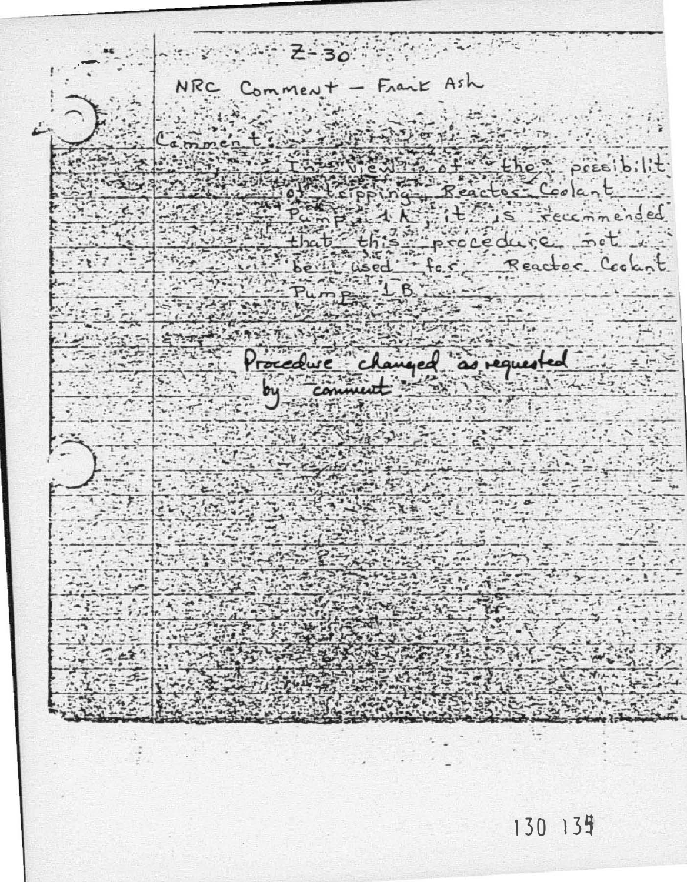Z-30

NRC Comment – Frank Ash

Comment:

In view of the possibility of tripping Reactor Coolant Pump 1A, it is recommended that this procedure not be used for Reactor Coolant Pump 1B

Procedure changed as requested by comment

130 134